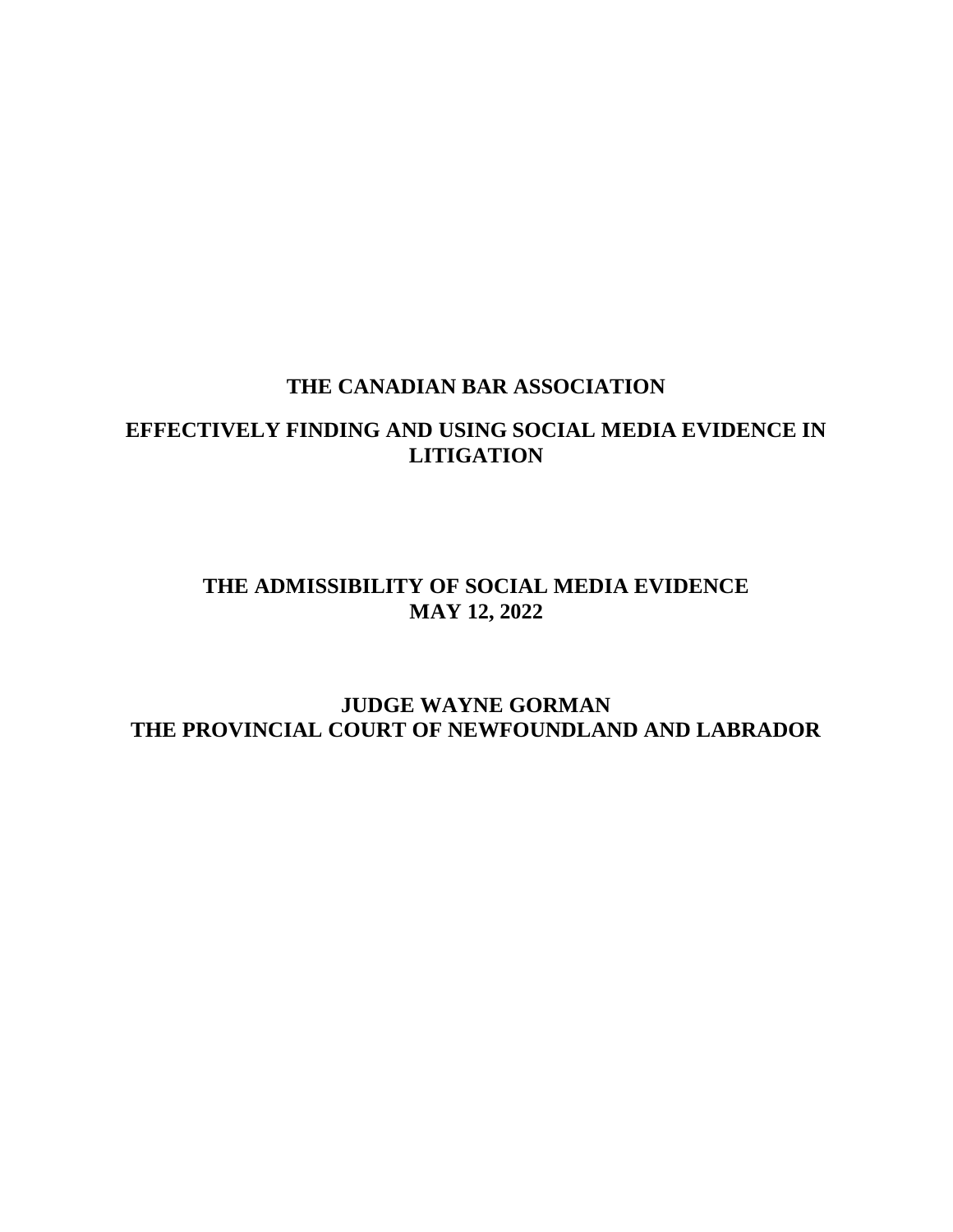# THE CANADIAN BAR ASSOCIATION

## EFFECTIVELY FINDING AND USING SOCIAL MEDIA EVIDENCE IN LITIGATION

## THE ADMISSIBILITY OF SOCIAL MEDIA EVIDENCE
**MAY 12, 2022**

**JUDGE WAYNE GORMAN**
**THE PROVINCIAL COURT OF NEWFOUNDLAND AND LABRADOR**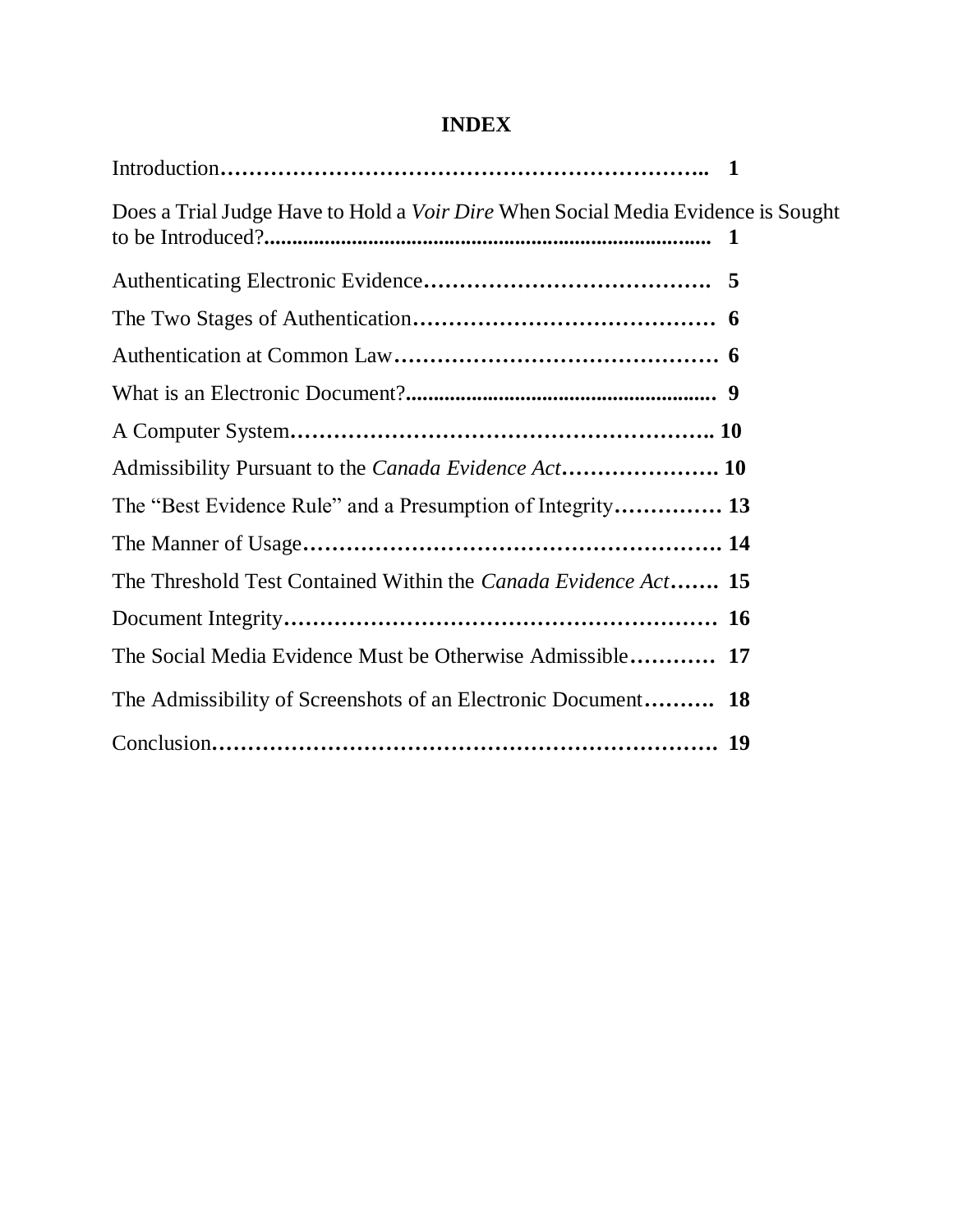# INDEX

| | |
|---|---|
| Introduction | 1 |
| Does a Trial Judge Have to Hold a *Voir Dire* When Social Media Evidence is Sought to be Introduced? | 1 |
| Authenticating Electronic Evidence | 5 |
| The Two Stages of Authentication | 6 |
| Authentication at Common Law | 6 |
| What is an Electronic Document? | 9 |
| A Computer System | 10 |
| Admissibility Pursuant to the *Canada Evidence Act* | 10 |
| The "Best Evidence Rule" and a Presumption of Integrity | 13 |
| The Manner of Usage | 14 |
| The Threshold Test Contained Within the *Canada Evidence Act* | 15 |
| Document Integrity | 16 |
| The Social Media Evidence Must be Otherwise Admissible | 17 |
| The Admissibility of Screenshots of an Electronic Document | 18 |
| Conclusion | 19 |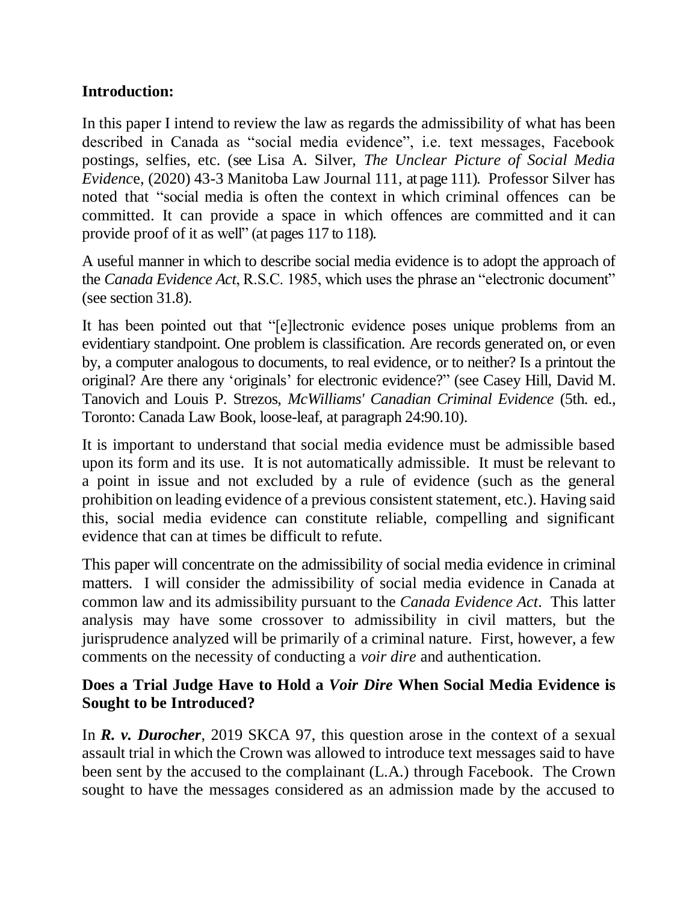## Introduction:

In this paper I intend to review the law as regards the admissibility of what has been described in Canada as "social media evidence", i.e. text messages, Facebook postings, selfies, etc. (see Lisa A. Silver, *The Unclear Picture of Social Media Evidenc*e, (2020) 43-3 Manitoba Law Journal 111, at page 111). Professor Silver has noted that "social media is often the context in which criminal offences can be committed. It can provide a space in which offences are committed and it can provide proof of it as well" (at pages 117 to 118).

A useful manner in which to describe social media evidence is to adopt the approach of the *Canada Evidence Act*, R.S.C. 1985, which uses the phrase an "electronic document" (see section 31.8).

It has been pointed out that "[e]lectronic evidence poses unique problems from an evidentiary standpoint. One problem is classification. Are records generated on, or even by, a computer analogous to documents, to real evidence, or to neither? Is a printout the original? Are there any 'originals' for electronic evidence?" (see Casey Hill, David M. Tanovich and Louis P. Strezos, *McWilliams' Canadian Criminal Evidence* (5th. ed., Toronto: Canada Law Book, loose-leaf, at paragraph 24:90.10).

It is important to understand that social media evidence must be admissible based upon its form and its use. It is not automatically admissible. It must be relevant to a point in issue and not excluded by a rule of evidence (such as the general prohibition on leading evidence of a previous consistent statement, etc.). Having said this, social media evidence can constitute reliable, compelling and significant evidence that can at times be difficult to refute.

This paper will concentrate on the admissibility of social media evidence in criminal matters. I will consider the admissibility of social media evidence in Canada at common law and its admissibility pursuant to the *Canada Evidence Act*. This latter analysis may have some crossover to admissibility in civil matters, but the jurisprudence analyzed will be primarily of a criminal nature. First, however, a few comments on the necessity of conducting a *voir dire* and authentication.

## Does a Trial Judge Have to Hold a *Voir Dire* When Social Media Evidence is Sought to be Introduced?

In ***R. v. Durocher***, 2019 SKCA 97, this question arose in the context of a sexual assault trial in which the Crown was allowed to introduce text messages said to have been sent by the accused to the complainant (L.A.) through Facebook. The Crown sought to have the messages considered as an admission made by the accused to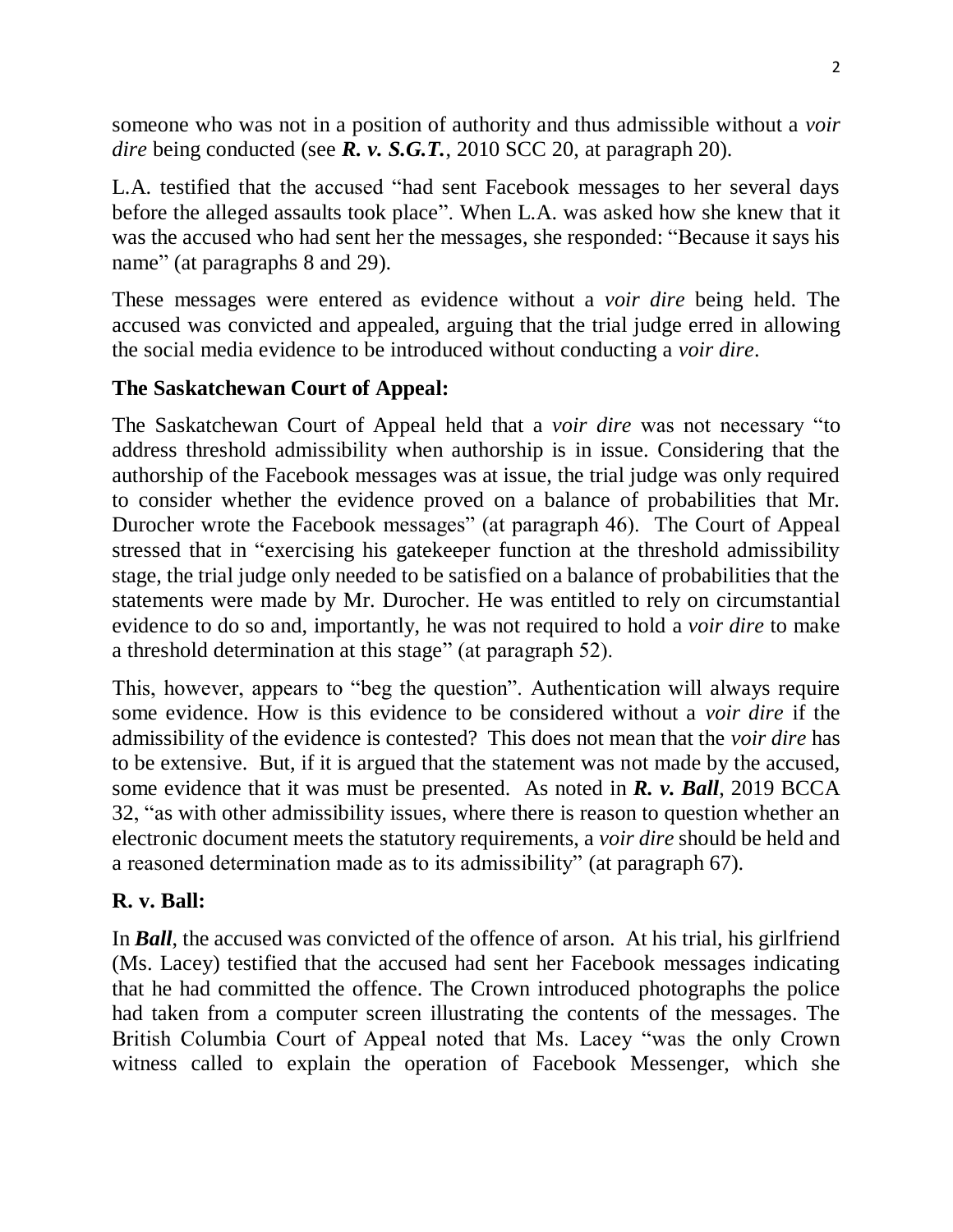someone who was not in a position of authority and thus admissible without a *voir dire* being conducted (see ***R. v. S.G.T.***, 2010 SCC 20, at paragraph 20).

L.A. testified that the accused "had sent Facebook messages to her several days before the alleged assaults took place". When L.A. was asked how she knew that it was the accused who had sent her the messages, she responded: "Because it says his name" (at paragraphs 8 and 29).

These messages were entered as evidence without a *voir dire* being held. The accused was convicted and appealed, arguing that the trial judge erred in allowing the social media evidence to be introduced without conducting a *voir dire*.

## The Saskatchewan Court of Appeal:

The Saskatchewan Court of Appeal held that a *voir dire* was not necessary "to address threshold admissibility when authorship is in issue. Considering that the authorship of the Facebook messages was at issue, the trial judge was only required to consider whether the evidence proved on a balance of probabilities that Mr. Durocher wrote the Facebook messages" (at paragraph 46). The Court of Appeal stressed that in "exercising his gatekeeper function at the threshold admissibility stage, the trial judge only needed to be satisfied on a balance of probabilities that the statements were made by Mr. Durocher. He was entitled to rely on circumstantial evidence to do so and, importantly, he was not required to hold a *voir dire* to make a threshold determination at this stage" (at paragraph 52).

This, however, appears to "beg the question". Authentication will always require some evidence. How is this evidence to be considered without a *voir dire* if the admissibility of the evidence is contested? This does not mean that the *voir dire* has to be extensive. But, if it is argued that the statement was not made by the accused, some evidence that it was must be presented. As noted in ***R. v. Ball***, 2019 BCCA 32, "as with other admissibility issues, where there is reason to question whether an electronic document meets the statutory requirements, a *voir dire* should be held and a reasoned determination made as to its admissibility" (at paragraph 67).

## R. v. Ball:

In ***Ball***, the accused was convicted of the offence of arson. At his trial, his girlfriend (Ms. Lacey) testified that the accused had sent her Facebook messages indicating that he had committed the offence. The Crown introduced photographs the police had taken from a computer screen illustrating the contents of the messages. The British Columbia Court of Appeal noted that Ms. Lacey "was the only Crown witness called to explain the operation of Facebook Messenger, which she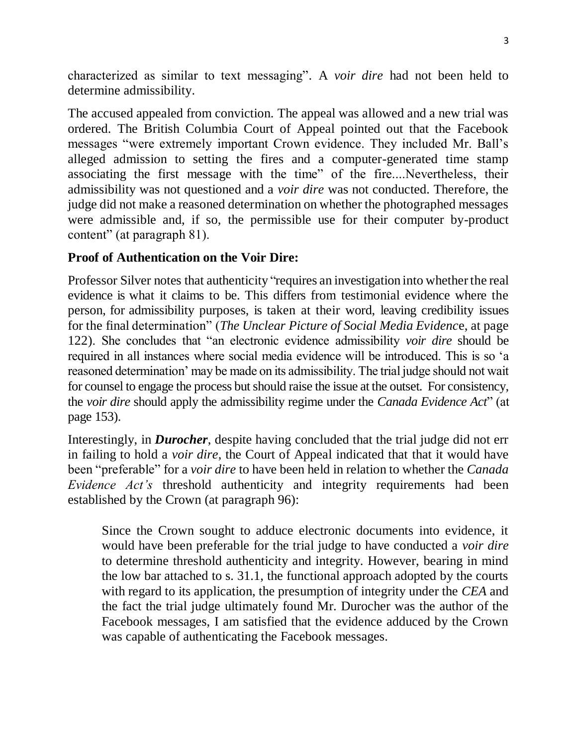characterized as similar to text messaging". A *voir dire* had not been held to determine admissibility.

The accused appealed from conviction. The appeal was allowed and a new trial was ordered. The British Columbia Court of Appeal pointed out that the Facebook messages "were extremely important Crown evidence. They included Mr. Ball's alleged admission to setting the fires and a computer-generated time stamp associating the first message with the time" of the fire....Nevertheless, their admissibility was not questioned and a *voir dire* was not conducted. Therefore, the judge did not make a reasoned determination on whether the photographed messages were admissible and, if so, the permissible use for their computer by-product content" (at paragraph 81).

## Proof of Authentication on the Voir Dire:

Professor Silver notes that authenticity "requires an investigation into whether the real evidence is what it claims to be. This differs from testimonial evidence where the person, for admissibility purposes, is taken at their word, leaving credibility issues for the final determination" (*The Unclear Picture of Social Media Evidenc*e, at page 122). She concludes that "an electronic evidence admissibility *voir dire* should be required in all instances where social media evidence will be introduced. This is so 'a reasoned determination' may be made on its admissibility. The trial judge should not wait for counsel to engage the process but should raise the issue at the outset. For consistency, the *voir dire* should apply the admissibility regime under the *Canada Evidence Act*" (at page 153).

Interestingly, in ***Durocher***, despite having concluded that the trial judge did not err in failing to hold a *voir dire*, the Court of Appeal indicated that that it would have been "preferable" for a *voir dire* to have been held in relation to whether the *Canada Evidence Act's* threshold authenticity and integrity requirements had been established by the Crown (at paragraph 96):

> Since the Crown sought to adduce electronic documents into evidence, it would have been preferable for the trial judge to have conducted a *voir dire* to determine threshold authenticity and integrity. However, bearing in mind the low bar attached to s. 31.1, the functional approach adopted by the courts with regard to its application, the presumption of integrity under the *CEA* and the fact the trial judge ultimately found Mr. Durocher was the author of the Facebook messages, I am satisfied that the evidence adduced by the Crown was capable of authenticating the Facebook messages.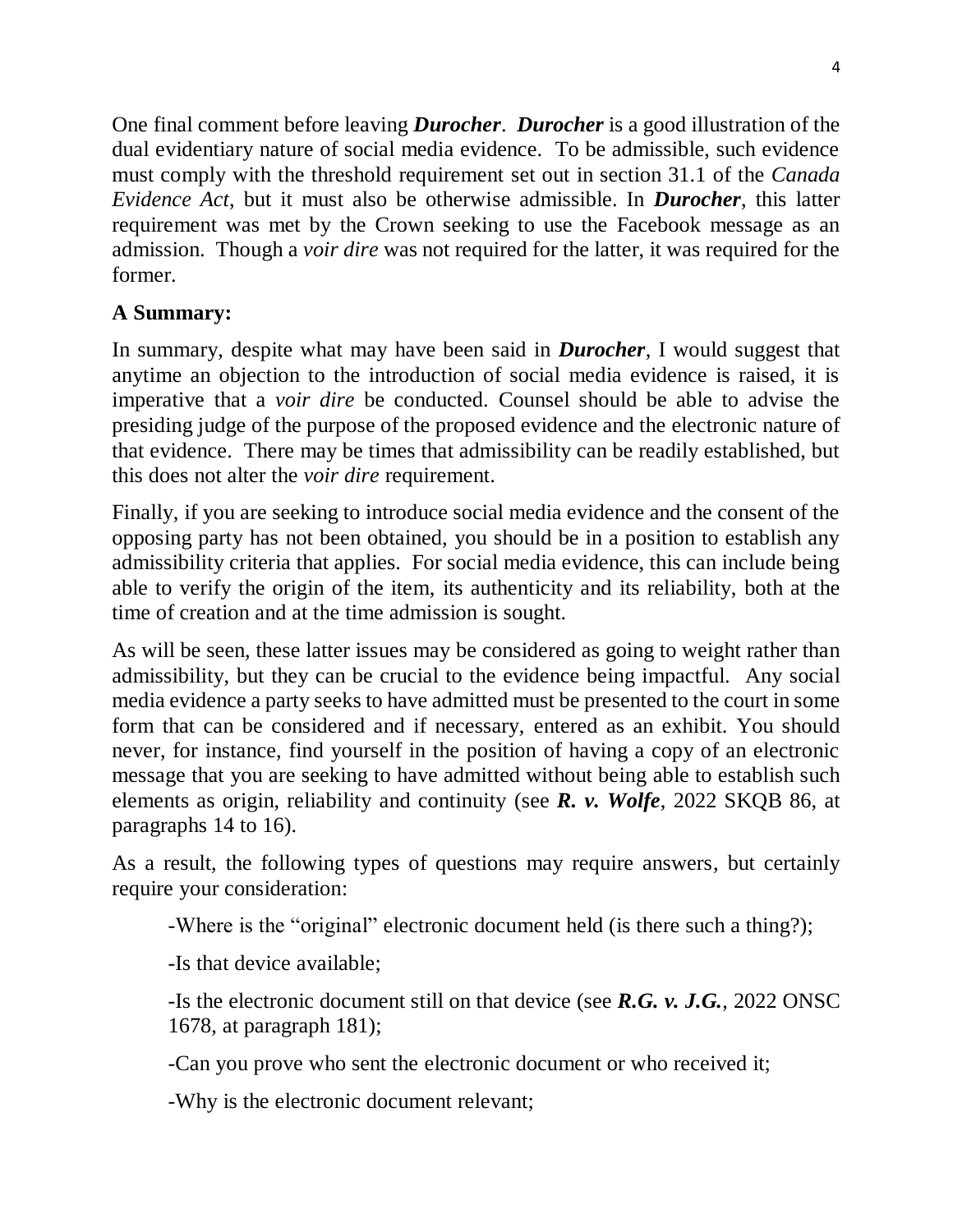One final comment before leaving ***Durocher***. ***Durocher*** is a good illustration of the dual evidentiary nature of social media evidence. To be admissible, such evidence must comply with the threshold requirement set out in section 31.1 of the *Canada Evidence Act*, but it must also be otherwise admissible. In ***Durocher***, this latter requirement was met by the Crown seeking to use the Facebook message as an admission. Though a *voir dire* was not required for the latter, it was required for the former.

**A Summary:**

In summary, despite what may have been said in ***Durocher***, I would suggest that anytime an objection to the introduction of social media evidence is raised, it is imperative that a *voir dire* be conducted. Counsel should be able to advise the presiding judge of the purpose of the proposed evidence and the electronic nature of that evidence. There may be times that admissibility can be readily established, but this does not alter the *voir dire* requirement.

Finally, if you are seeking to introduce social media evidence and the consent of the opposing party has not been obtained, you should be in a position to establish any admissibility criteria that applies. For social media evidence, this can include being able to verify the origin of the item, its authenticity and its reliability, both at the time of creation and at the time admission is sought.

As will be seen, these latter issues may be considered as going to weight rather than admissibility, but they can be crucial to the evidence being impactful. Any social media evidence a party seeks to have admitted must be presented to the court in some form that can be considered and if necessary, entered as an exhibit. You should never, for instance, find yourself in the position of having a copy of an electronic message that you are seeking to have admitted without being able to establish such elements as origin, reliability and continuity (see ***R. v. Wolfe***, 2022 SKQB 86, at paragraphs 14 to 16).

As a result, the following types of questions may require answers, but certainly require your consideration:

-Where is the "original" electronic document held (is there such a thing?);

-Is that device available;

-Is the electronic document still on that device (see ***R.G. v. J.G.***, 2022 ONSC 1678, at paragraph 181);

-Can you prove who sent the electronic document or who received it;

-Why is the electronic document relevant;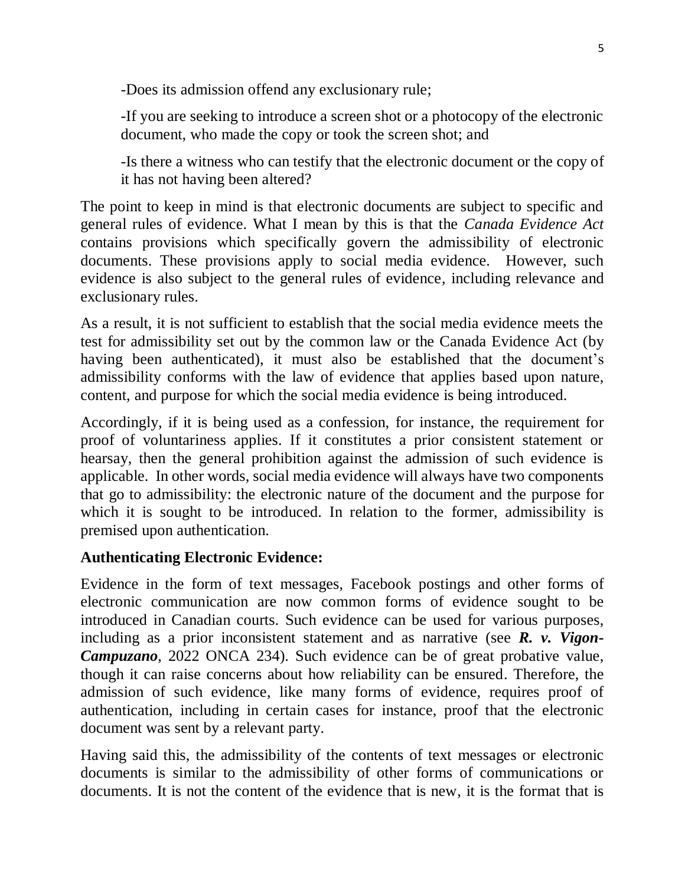-Does its admission offend any exclusionary rule;

-If you are seeking to introduce a screen shot or a photocopy of the electronic document, who made the copy or took the screen shot; and

-Is there a witness who can testify that the electronic document or the copy of it has not having been altered?

The point to keep in mind is that electronic documents are subject to specific and general rules of evidence. What I mean by this is that the *Canada Evidence Act* contains provisions which specifically govern the admissibility of electronic documents. These provisions apply to social media evidence. However, such evidence is also subject to the general rules of evidence, including relevance and exclusionary rules.

As a result, it is not sufficient to establish that the social media evidence meets the test for admissibility set out by the common law or the Canada Evidence Act (by having been authenticated), it must also be established that the document's admissibility conforms with the law of evidence that applies based upon nature, content, and purpose for which the social media evidence is being introduced.

Accordingly, if it is being used as a confession, for instance, the requirement for proof of voluntariness applies. If it constitutes a prior consistent statement or hearsay, then the general prohibition against the admission of such evidence is applicable. In other words, social media evidence will always have two components that go to admissibility: the electronic nature of the document and the purpose for which it is sought to be introduced. In relation to the former, admissibility is premised upon authentication.

**Authenticating Electronic Evidence:**

Evidence in the form of text messages, Facebook postings and other forms of electronic communication are now common forms of evidence sought to be introduced in Canadian courts. Such evidence can be used for various purposes, including as a prior inconsistent statement and as narrative (see ***R. v. Vigon-Campuzano***, 2022 ONCA 234). Such evidence can be of great probative value, though it can raise concerns about how reliability can be ensured. Therefore, the admission of such evidence, like many forms of evidence, requires proof of authentication, including in certain cases for instance, proof that the electronic document was sent by a relevant party.

Having said this, the admissibility of the contents of text messages or electronic documents is similar to the admissibility of other forms of communications or documents. It is not the content of the evidence that is new, it is the format that is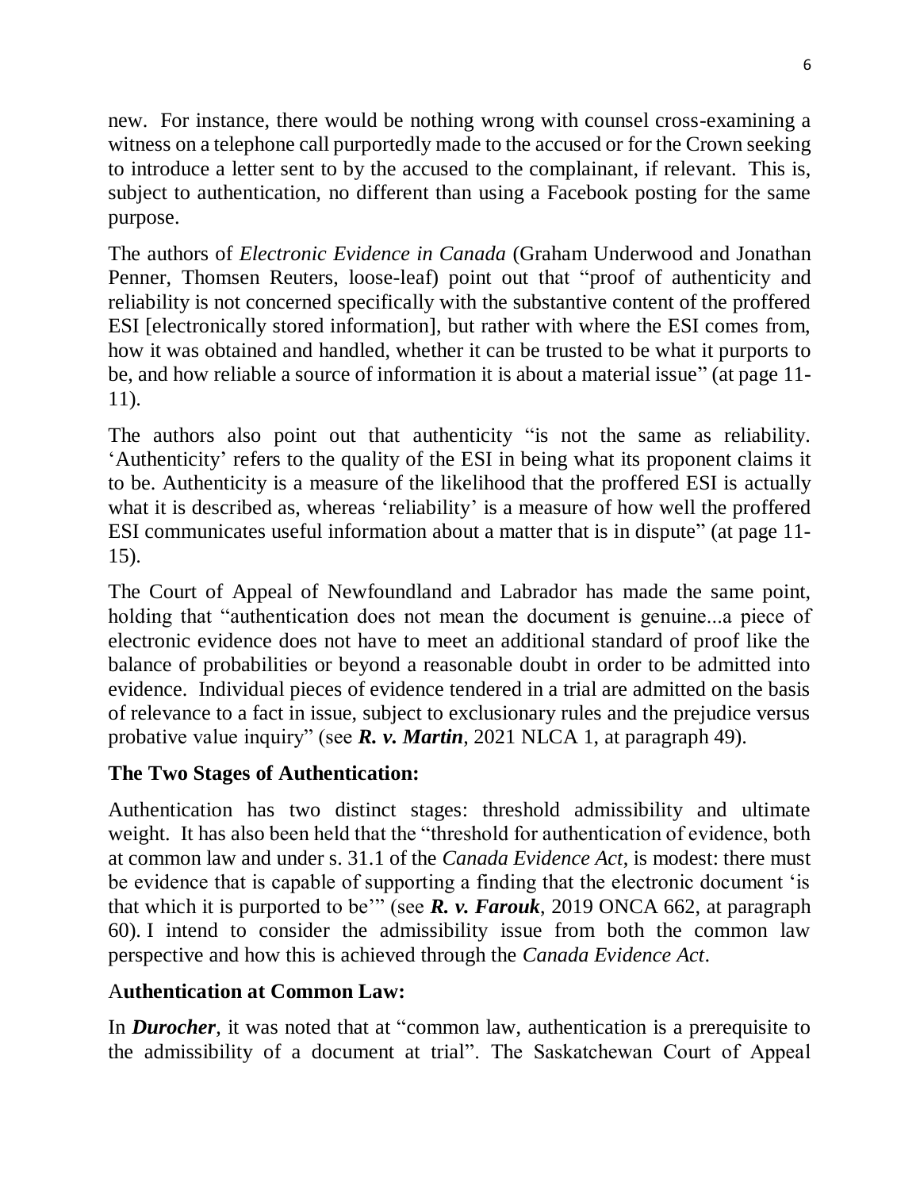new. For instance, there would be nothing wrong with counsel cross-examining a witness on a telephone call purportedly made to the accused or for the Crown seeking to introduce a letter sent to by the accused to the complainant, if relevant. This is, subject to authentication, no different than using a Facebook posting for the same purpose.

The authors of *Electronic Evidence in Canada* (Graham Underwood and Jonathan Penner, Thomsen Reuters, loose-leaf) point out that "proof of authenticity and reliability is not concerned specifically with the substantive content of the proffered ESI [electronically stored information], but rather with where the ESI comes from, how it was obtained and handled, whether it can be trusted to be what it purports to be, and how reliable a source of information it is about a material issue" (at page 11-11).

The authors also point out that authenticity "is not the same as reliability. 'Authenticity' refers to the quality of the ESI in being what its proponent claims it to be. Authenticity is a measure of the likelihood that the proffered ESI is actually what it is described as, whereas 'reliability' is a measure of how well the proffered ESI communicates useful information about a matter that is in dispute" (at page 11-15).

The Court of Appeal of Newfoundland and Labrador has made the same point, holding that "authentication does not mean the document is genuine...a piece of electronic evidence does not have to meet an additional standard of proof like the balance of probabilities or beyond a reasonable doubt in order to be admitted into evidence. Individual pieces of evidence tendered in a trial are admitted on the basis of relevance to a fact in issue, subject to exclusionary rules and the prejudice versus probative value inquiry" (see ***R. v. Martin***, 2021 NLCA 1, at paragraph 49).

**The Two Stages of Authentication:**

Authentication has two distinct stages: threshold admissibility and ultimate weight. It has also been held that the "threshold for authentication of evidence, both at common law and under s. 31.1 of the *Canada Evidence Act*, is modest: there must be evidence that is capable of supporting a finding that the electronic document 'is that which it is purported to be'" (see ***R. v. Farouk***, 2019 ONCA 662, at paragraph 60). I intend to consider the admissibility issue from both the common law perspective and how this is achieved through the *Canada Evidence Act*.

**Authentication at Common Law:**

In ***Durocher***, it was noted that at "common law, authentication is a prerequisite to the admissibility of a document at trial". The Saskatchewan Court of Appeal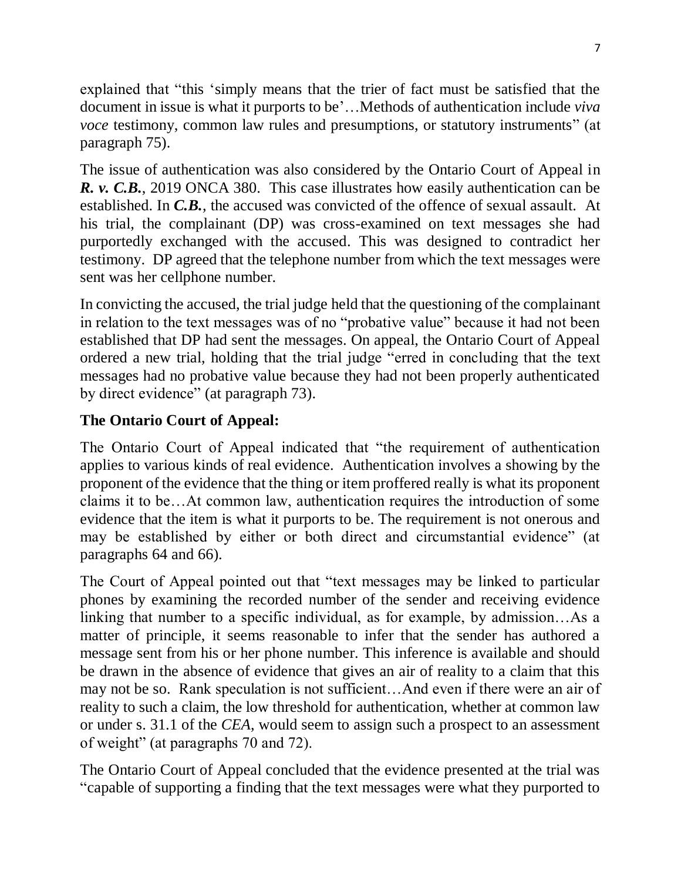explained that "this 'simply means that the trier of fact must be satisfied that the document in issue is what it purports to be'…Methods of authentication include *viva voce* testimony, common law rules and presumptions, or statutory instruments" (at paragraph 75).

The issue of authentication was also considered by the Ontario Court of Appeal in ***R. v. C.B.***, 2019 ONCA 380. This case illustrates how easily authentication can be established. In ***C.B.***, the accused was convicted of the offence of sexual assault. At his trial, the complainant (DP) was cross-examined on text messages she had purportedly exchanged with the accused. This was designed to contradict her testimony. DP agreed that the telephone number from which the text messages were sent was her cellphone number.

In convicting the accused, the trial judge held that the questioning of the complainant in relation to the text messages was of no "probative value" because it had not been established that DP had sent the messages. On appeal, the Ontario Court of Appeal ordered a new trial, holding that the trial judge "erred in concluding that the text messages had no probative value because they had not been properly authenticated by direct evidence" (at paragraph 73).

### The Ontario Court of Appeal:

The Ontario Court of Appeal indicated that "the requirement of authentication applies to various kinds of real evidence. Authentication involves a showing by the proponent of the evidence that the thing or item proffered really is what its proponent claims it to be…At common law, authentication requires the introduction of some evidence that the item is what it purports to be. The requirement is not onerous and may be established by either or both direct and circumstantial evidence" (at paragraphs 64 and 66).

The Court of Appeal pointed out that "text messages may be linked to particular phones by examining the recorded number of the sender and receiving evidence linking that number to a specific individual, as for example, by admission…As a matter of principle, it seems reasonable to infer that the sender has authored a message sent from his or her phone number. This inference is available and should be drawn in the absence of evidence that gives an air of reality to a claim that this may not be so. Rank speculation is not sufficient…And even if there were an air of reality to such a claim, the low threshold for authentication, whether at common law or under s. 31.1 of the *CEA*, would seem to assign such a prospect to an assessment of weight" (at paragraphs 70 and 72).

The Ontario Court of Appeal concluded that the evidence presented at the trial was "capable of supporting a finding that the text messages were what they purported to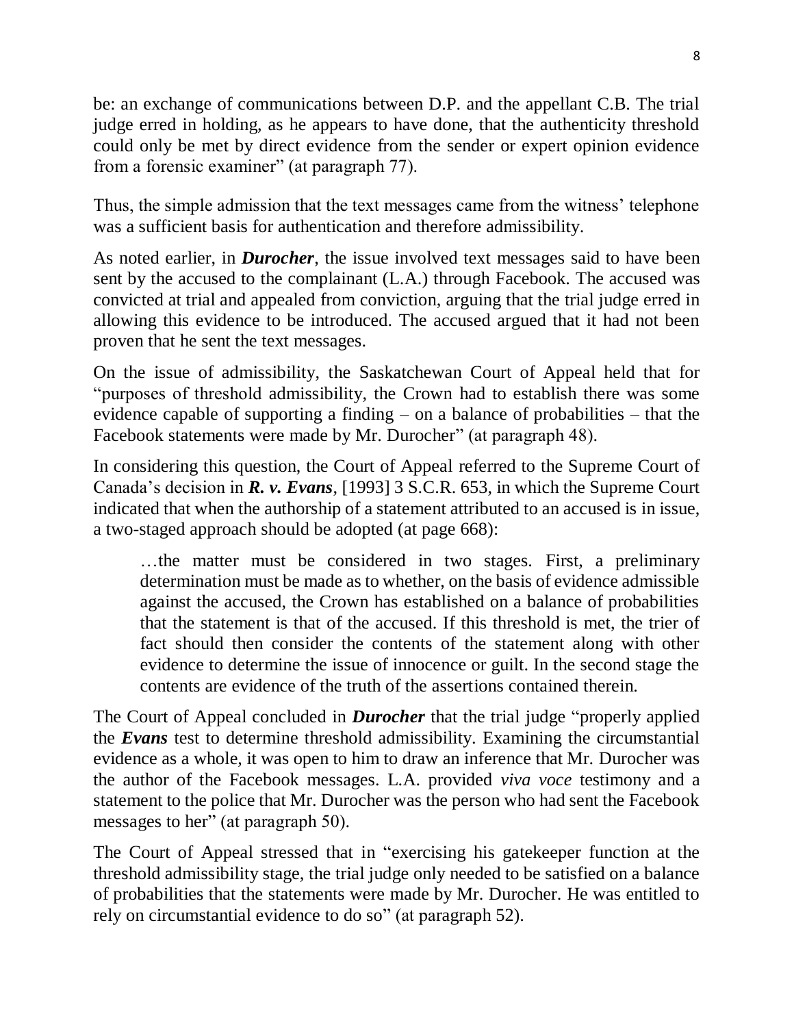be: an exchange of communications between D.P. and the appellant C.B. The trial judge erred in holding, as he appears to have done, that the authenticity threshold could only be met by direct evidence from the sender or expert opinion evidence from a forensic examiner" (at paragraph 77).

Thus, the simple admission that the text messages came from the witness' telephone was a sufficient basis for authentication and therefore admissibility.

As noted earlier, in ***Durocher***, the issue involved text messages said to have been sent by the accused to the complainant (L.A.) through Facebook. The accused was convicted at trial and appealed from conviction, arguing that the trial judge erred in allowing this evidence to be introduced. The accused argued that it had not been proven that he sent the text messages.

On the issue of admissibility, the Saskatchewan Court of Appeal held that for "purposes of threshold admissibility, the Crown had to establish there was some evidence capable of supporting a finding – on a balance of probabilities – that the Facebook statements were made by Mr. Durocher" (at paragraph 48).

In considering this question, the Court of Appeal referred to the Supreme Court of Canada's decision in ***R. v. Evans***, [1993] 3 S.C.R. 653, in which the Supreme Court indicated that when the authorship of a statement attributed to an accused is in issue, a two-staged approach should be adopted (at page 668):

> …the matter must be considered in two stages. First, a preliminary determination must be made as to whether, on the basis of evidence admissible against the accused, the Crown has established on a balance of probabilities that the statement is that of the accused. If this threshold is met, the trier of fact should then consider the contents of the statement along with other evidence to determine the issue of innocence or guilt. In the second stage the contents are evidence of the truth of the assertions contained therein.

The Court of Appeal concluded in ***Durocher*** that the trial judge "properly applied the ***Evans*** test to determine threshold admissibility. Examining the circumstantial evidence as a whole, it was open to him to draw an inference that Mr. Durocher was the author of the Facebook messages. L.A. provided *viva voce* testimony and a statement to the police that Mr. Durocher was the person who had sent the Facebook messages to her" (at paragraph 50).

The Court of Appeal stressed that in "exercising his gatekeeper function at the threshold admissibility stage, the trial judge only needed to be satisfied on a balance of probabilities that the statements were made by Mr. Durocher. He was entitled to rely on circumstantial evidence to do so" (at paragraph 52).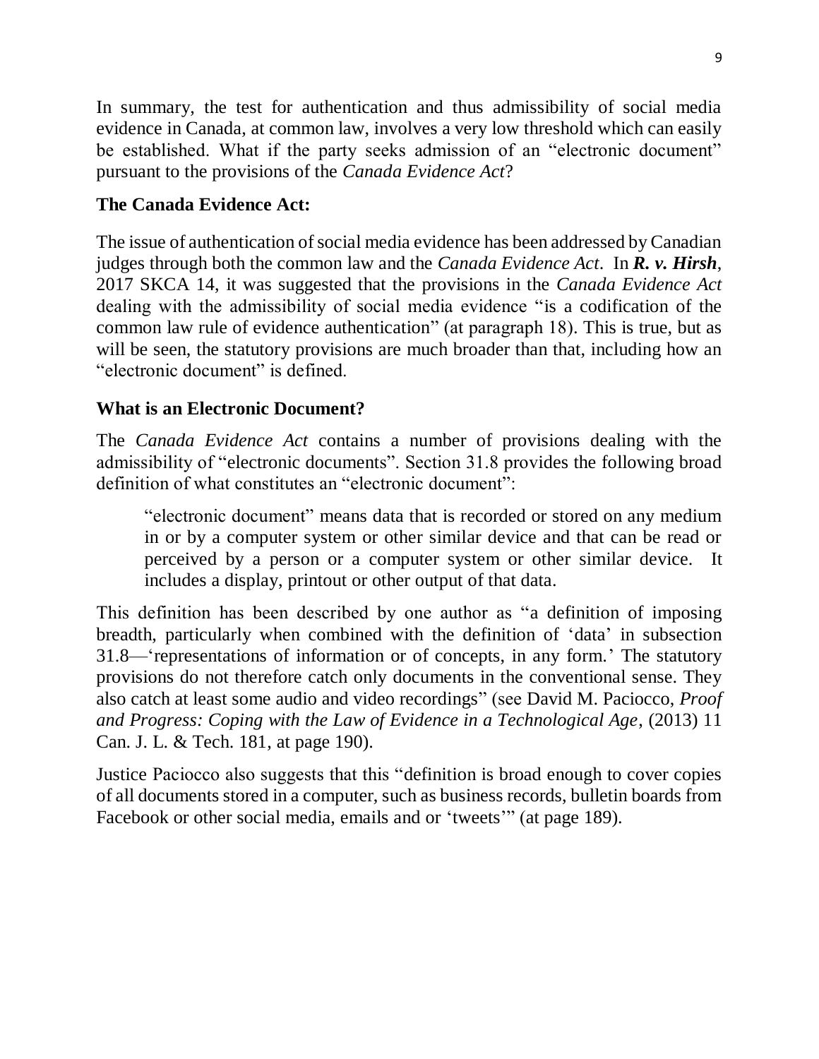In summary, the test for authentication and thus admissibility of social media evidence in Canada, at common law, involves a very low threshold which can easily be established. What if the party seeks admission of an "electronic document" pursuant to the provisions of the *Canada Evidence Act*?

## The Canada Evidence Act:

The issue of authentication of social media evidence has been addressed by Canadian judges through both the common law and the *Canada Evidence Act*. In ***R. v. Hirsh***, 2017 SKCA 14, it was suggested that the provisions in the *Canada Evidence Act* dealing with the admissibility of social media evidence "is a codification of the common law rule of evidence authentication" (at paragraph 18). This is true, but as will be seen, the statutory provisions are much broader than that, including how an "electronic document" is defined.

## What is an Electronic Document?

The *Canada Evidence Act* contains a number of provisions dealing with the admissibility of "electronic documents". Section 31.8 provides the following broad definition of what constitutes an "electronic document":

> "electronic document" means data that is recorded or stored on any medium in or by a computer system or other similar device and that can be read or perceived by a person or a computer system or other similar device. It includes a display, printout or other output of that data.

This definition has been described by one author as "a definition of imposing breadth, particularly when combined with the definition of 'data' in subsection 31.8—'representations of information or of concepts, in any form.' The statutory provisions do not therefore catch only documents in the conventional sense. They also catch at least some audio and video recordings" (see David M. Paciocco, *Proof and Progress: Coping with the Law of Evidence in a Technological Age*, (2013) 11 Can. J. L. & Tech. 181, at page 190).

Justice Paciocco also suggests that this "definition is broad enough to cover copies of all documents stored in a computer, such as business records, bulletin boards from Facebook or other social media, emails and or 'tweets'" (at page 189).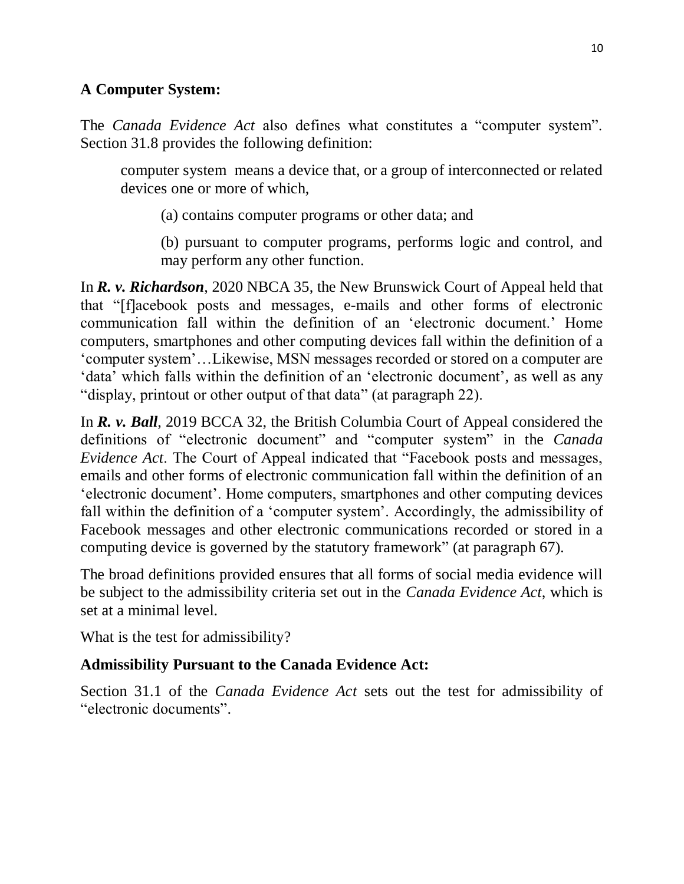### A Computer System:

The *Canada Evidence Act* also defines what constitutes a "computer system". Section 31.8 provides the following definition:

> computer system means a device that, or a group of interconnected or related devices one or more of which,
>
> > (a) contains computer programs or other data; and
> >
> > (b) pursuant to computer programs, performs logic and control, and may perform any other function.

In ***R. v. Richardson***, 2020 NBCA 35, the New Brunswick Court of Appeal held that that "[f]acebook posts and messages, e-mails and other forms of electronic communication fall within the definition of an 'electronic document.' Home computers, smartphones and other computing devices fall within the definition of a 'computer system'…Likewise, MSN messages recorded or stored on a computer are 'data' which falls within the definition of an 'electronic document', as well as any "display, printout or other output of that data" (at paragraph 22).

In ***R. v. Ball***, 2019 BCCA 32, the British Columbia Court of Appeal considered the definitions of "electronic document" and "computer system" in the *Canada Evidence Act*. The Court of Appeal indicated that "Facebook posts and messages, emails and other forms of electronic communication fall within the definition of an 'electronic document'. Home computers, smartphones and other computing devices fall within the definition of a 'computer system'. Accordingly, the admissibility of Facebook messages and other electronic communications recorded or stored in a computing device is governed by the statutory framework" (at paragraph 67).

The broad definitions provided ensures that all forms of social media evidence will be subject to the admissibility criteria set out in the *Canada Evidence Act*, which is set at a minimal level.

What is the test for admissibility?

### Admissibility Pursuant to the Canada Evidence Act:

Section 31.1 of the *Canada Evidence Act* sets out the test for admissibility of "electronic documents".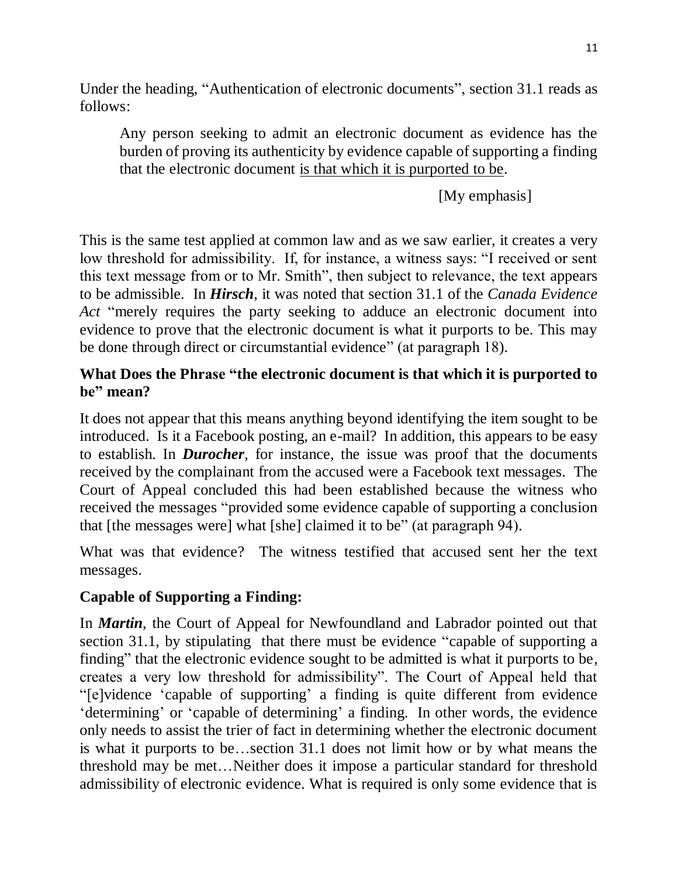Under the heading, "Authentication of electronic documents", section 31.1 reads as follows:

> Any person seeking to admit an electronic document as evidence has the burden of proving its authenticity by evidence capable of supporting a finding that the electronic document is that which it is purported to be.
>
> [My emphasis]

This is the same test applied at common law and as we saw earlier, it creates a very low threshold for admissibility. If, for instance, a witness says: "I received or sent this text message from or to Mr. Smith", then subject to relevance, the text appears to be admissible. In ***Hirsch***, it was noted that section 31.1 of the *Canada Evidence Act* "merely requires the party seeking to adduce an electronic document into evidence to prove that the electronic document is what it purports to be. This may be done through direct or circumstantial evidence" (at paragraph 18).

**What Does the Phrase "the electronic document is that which it is purported to be" mean?**

It does not appear that this means anything beyond identifying the item sought to be introduced. Is it a Facebook posting, an e-mail? In addition, this appears to be easy to establish. In ***Durocher***, for instance, the issue was proof that the documents received by the complainant from the accused were a Facebook text messages. The Court of Appeal concluded this had been established because the witness who received the messages "provided some evidence capable of supporting a conclusion that [the messages were] what [she] claimed it to be" (at paragraph 94).

What was that evidence? The witness testified that accused sent her the text messages.

**Capable of Supporting a Finding:**

In ***Martin***, the Court of Appeal for Newfoundland and Labrador pointed out that section 31.1, by stipulating that there must be evidence "capable of supporting a finding" that the electronic evidence sought to be admitted is what it purports to be, creates a very low threshold for admissibility". The Court of Appeal held that "[e]vidence 'capable of supporting' a finding is quite different from evidence 'determining' or 'capable of determining' a finding. In other words, the evidence only needs to assist the trier of fact in determining whether the electronic document is what it purports to be…section 31.1 does not limit how or by what means the threshold may be met…Neither does it impose a particular standard for threshold admissibility of electronic evidence. What is required is only some evidence that is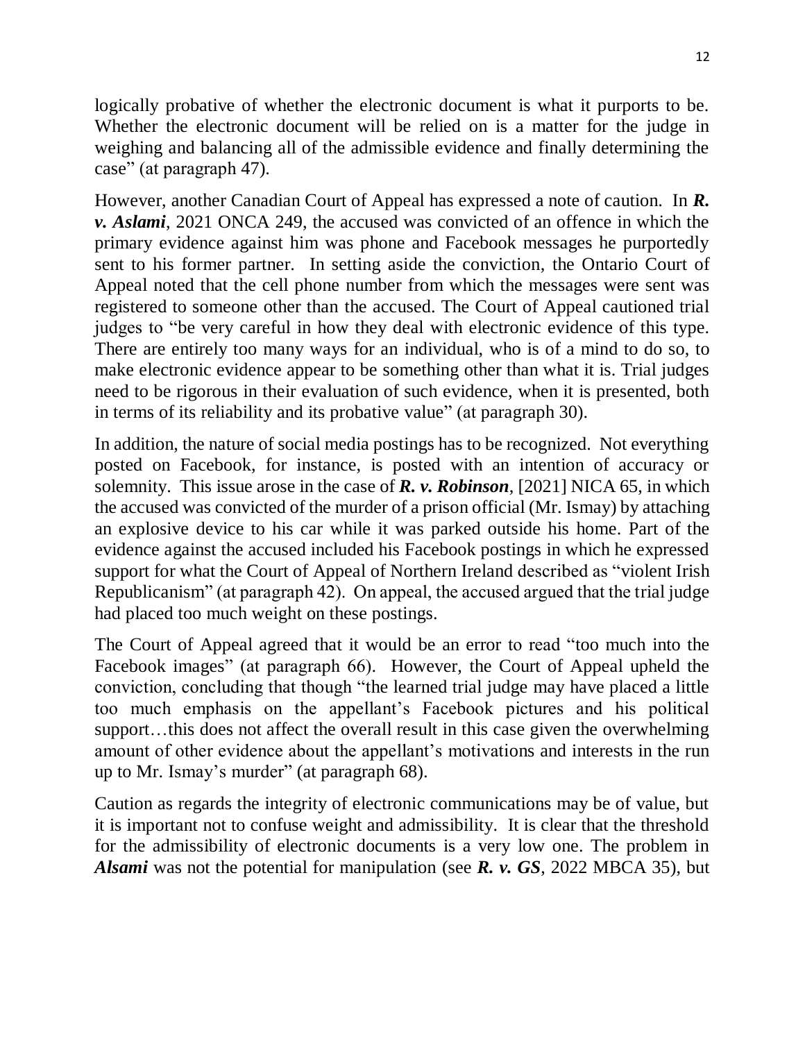logically probative of whether the electronic document is what it purports to be. Whether the electronic document will be relied on is a matter for the judge in weighing and balancing all of the admissible evidence and finally determining the case" (at paragraph 47).

However, another Canadian Court of Appeal has expressed a note of caution. In ***R. v. Aslami***, 2021 ONCA 249, the accused was convicted of an offence in which the primary evidence against him was phone and Facebook messages he purportedly sent to his former partner. In setting aside the conviction, the Ontario Court of Appeal noted that the cell phone number from which the messages were sent was registered to someone other than the accused. The Court of Appeal cautioned trial judges to "be very careful in how they deal with electronic evidence of this type. There are entirely too many ways for an individual, who is of a mind to do so, to make electronic evidence appear to be something other than what it is. Trial judges need to be rigorous in their evaluation of such evidence, when it is presented, both in terms of its reliability and its probative value" (at paragraph 30).

In addition, the nature of social media postings has to be recognized. Not everything posted on Facebook, for instance, is posted with an intention of accuracy or solemnity. This issue arose in the case of ***R. v. Robinson***, [2021] NICA 65, in which the accused was convicted of the murder of a prison official (Mr. Ismay) by attaching an explosive device to his car while it was parked outside his home. Part of the evidence against the accused included his Facebook postings in which he expressed support for what the Court of Appeal of Northern Ireland described as "violent Irish Republicanism" (at paragraph 42). On appeal, the accused argued that the trial judge had placed too much weight on these postings.

The Court of Appeal agreed that it would be an error to read "too much into the Facebook images" (at paragraph 66). However, the Court of Appeal upheld the conviction, concluding that though "the learned trial judge may have placed a little too much emphasis on the appellant's Facebook pictures and his political support…this does not affect the overall result in this case given the overwhelming amount of other evidence about the appellant's motivations and interests in the run up to Mr. Ismay's murder" (at paragraph 68).

Caution as regards the integrity of electronic communications may be of value, but it is important not to confuse weight and admissibility. It is clear that the threshold for the admissibility of electronic documents is a very low one. The problem in ***Alsami*** was not the potential for manipulation (see ***R. v. GS***, 2022 MBCA 35), but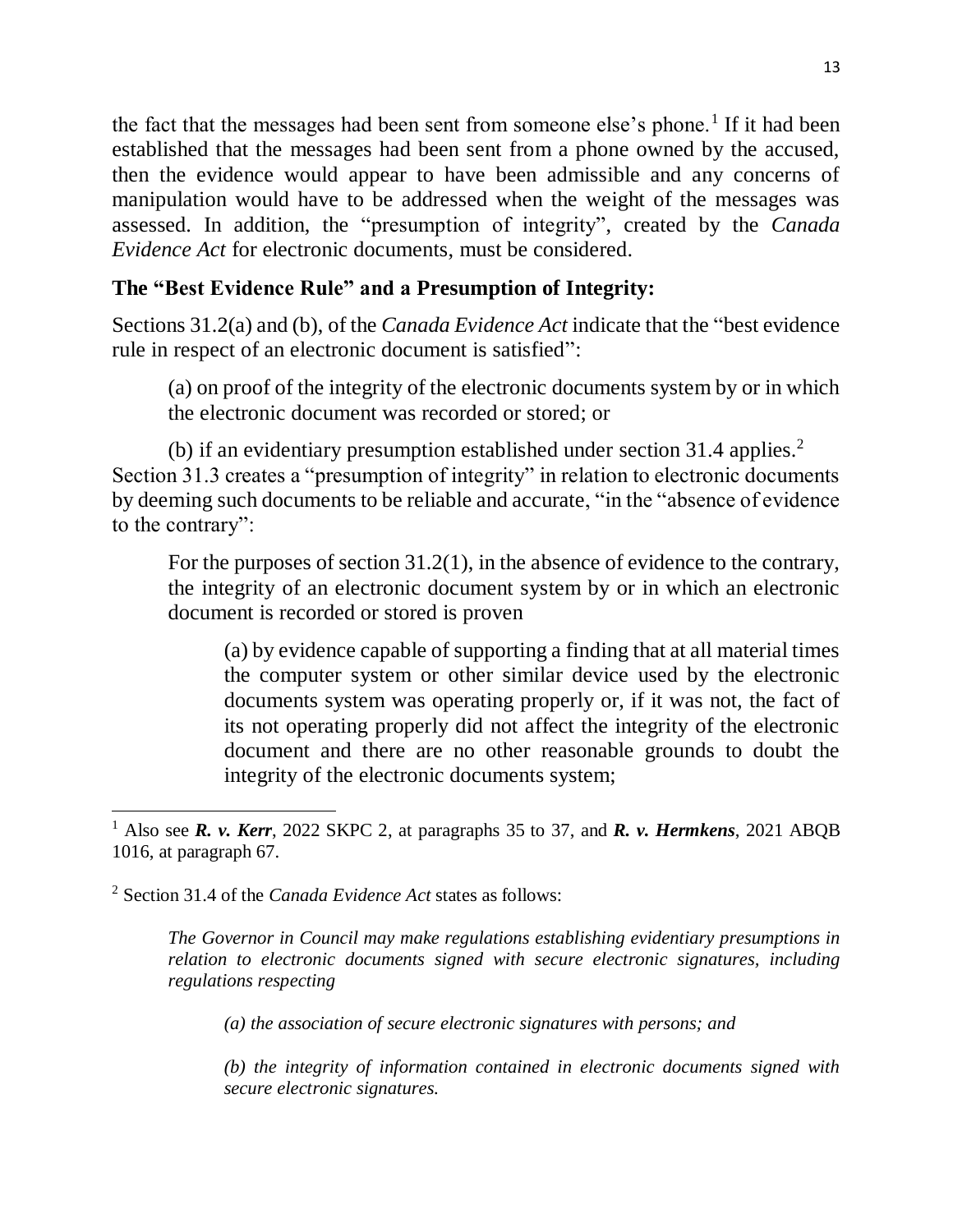the fact that the messages had been sent from someone else's phone.[1] If it had been established that the messages had been sent from a phone owned by the accused, then the evidence would appear to have been admissible and any concerns of manipulation would have to be addressed when the weight of the messages was assessed. In addition, the "presumption of integrity", created by the *Canada Evidence Act* for electronic documents, must be considered.

### The "Best Evidence Rule" and a Presumption of Integrity:

Sections 31.2(a) and (b), of the *Canada Evidence Act* indicate that the "best evidence rule in respect of an electronic document is satisfied":

> (a) on proof of the integrity of the electronic documents system by or in which the electronic document was recorded or stored; or
>
> (b) if an evidentiary presumption established under section 31.4 applies.[2]

Section 31.3 creates a "presumption of integrity" in relation to electronic documents by deeming such documents to be reliable and accurate, "in the "absence of evidence to the contrary":

> For the purposes of section 31.2(1), in the absence of evidence to the contrary, the integrity of an electronic document system by or in which an electronic document is recorded or stored is proven
>
> > (a) by evidence capable of supporting a finding that at all material times the computer system or other similar device used by the electronic documents system was operating properly or, if it was not, the fact of its not operating properly did not affect the integrity of the electronic document and there are no other reasonable grounds to doubt the integrity of the electronic documents system;

---

[1] Also see ***R. v. Kerr***, 2022 SKPC 2, at paragraphs 35 to 37, and ***R. v. Hermkens***, 2021 ABQB 1016, at paragraph 67.

[2] Section 31.4 of the *Canada Evidence Act* states as follows:

> *The Governor in Council may make regulations establishing evidentiary presumptions in relation to electronic documents signed with secure electronic signatures, including regulations respecting*
>
> > *(a) the association of secure electronic signatures with persons; and*
> >
> > *(b) the integrity of information contained in electronic documents signed with secure electronic signatures.*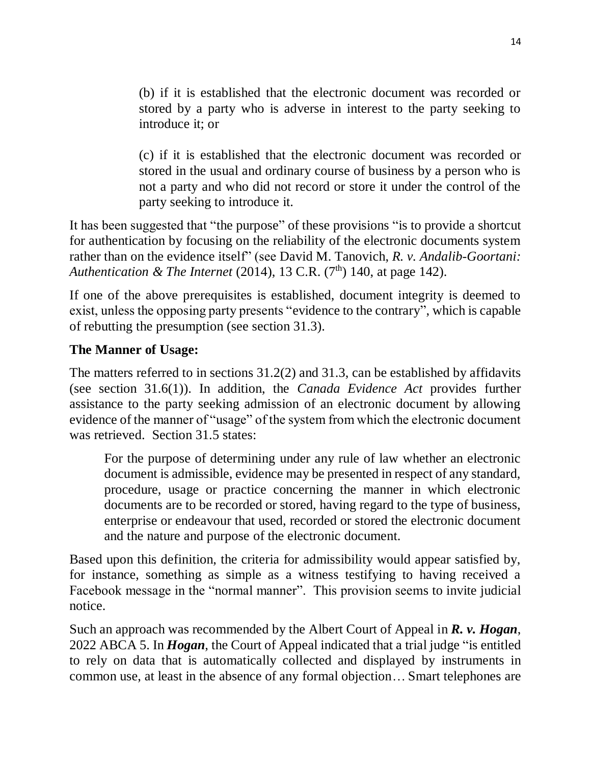> (b) if it is established that the electronic document was recorded or stored by a party who is adverse in interest to the party seeking to introduce it; or
>
> (c) if it is established that the electronic document was recorded or stored in the usual and ordinary course of business by a person who is not a party and who did not record or store it under the control of the party seeking to introduce it.

It has been suggested that "the purpose" of these provisions "is to provide a shortcut for authentication by focusing on the reliability of the electronic documents system rather than on the evidence itself" (see David M. Tanovich, *R. v. Andalib-Goortani: Authentication & The Internet* (2014), 13 C.R. (7th) 140, at page 142).

If one of the above prerequisites is established, document integrity is deemed to exist, unless the opposing party presents "evidence to the contrary", which is capable of rebutting the presumption (see section 31.3).

**The Manner of Usage:**

The matters referred to in sections 31.2(2) and 31.3, can be established by affidavits (see section 31.6(1)). In addition, the *Canada Evidence Act* provides further assistance to the party seeking admission of an electronic document by allowing evidence of the manner of "usage" of the system from which the electronic document was retrieved. Section 31.5 states:

> For the purpose of determining under any rule of law whether an electronic document is admissible, evidence may be presented in respect of any standard, procedure, usage or practice concerning the manner in which electronic documents are to be recorded or stored, having regard to the type of business, enterprise or endeavour that used, recorded or stored the electronic document and the nature and purpose of the electronic document.

Based upon this definition, the criteria for admissibility would appear satisfied by, for instance, something as simple as a witness testifying to having received a Facebook message in the "normal manner". This provision seems to invite judicial notice.

Such an approach was recommended by the Albert Court of Appeal in ***R. v. Hogan***, 2022 ABCA 5. In ***Hogan***, the Court of Appeal indicated that a trial judge "is entitled to rely on data that is automatically collected and displayed by instruments in common use, at least in the absence of any formal objection… Smart telephones are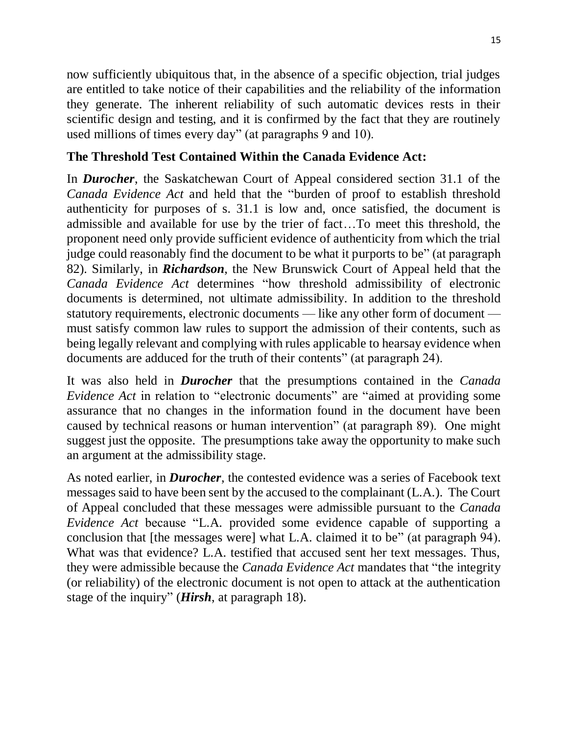now sufficiently ubiquitous that, in the absence of a specific objection, trial judges are entitled to take notice of their capabilities and the reliability of the information they generate. The inherent reliability of such automatic devices rests in their scientific design and testing, and it is confirmed by the fact that they are routinely used millions of times every day" (at paragraphs 9 and 10).

### The Threshold Test Contained Within the Canada Evidence Act:

In ***Durocher***, the Saskatchewan Court of Appeal considered section 31.1 of the *Canada Evidence Act* and held that the "burden of proof to establish threshold authenticity for purposes of s. 31.1 is low and, once satisfied, the document is admissible and available for use by the trier of fact…To meet this threshold, the proponent need only provide sufficient evidence of authenticity from which the trial judge could reasonably find the document to be what it purports to be" (at paragraph 82). Similarly, in ***Richardson***, the New Brunswick Court of Appeal held that the *Canada Evidence Act* determines "how threshold admissibility of electronic documents is determined, not ultimate admissibility. In addition to the threshold statutory requirements, electronic documents — like any other form of document — must satisfy common law rules to support the admission of their contents, such as being legally relevant and complying with rules applicable to hearsay evidence when documents are adduced for the truth of their contents" (at paragraph 24).

It was also held in ***Durocher*** that the presumptions contained in the *Canada Evidence Act* in relation to "electronic documents" are "aimed at providing some assurance that no changes in the information found in the document have been caused by technical reasons or human intervention" (at paragraph 89). One might suggest just the opposite. The presumptions take away the opportunity to make such an argument at the admissibility stage.

As noted earlier, in ***Durocher***, the contested evidence was a series of Facebook text messages said to have been sent by the accused to the complainant (L.A.). The Court of Appeal concluded that these messages were admissible pursuant to the *Canada Evidence Act* because "L.A. provided some evidence capable of supporting a conclusion that [the messages were] what L.A. claimed it to be" (at paragraph 94). What was that evidence? L.A. testified that accused sent her text messages. Thus, they were admissible because the *Canada Evidence Act* mandates that "the integrity (or reliability) of the electronic document is not open to attack at the authentication stage of the inquiry" (***Hirsh***, at paragraph 18).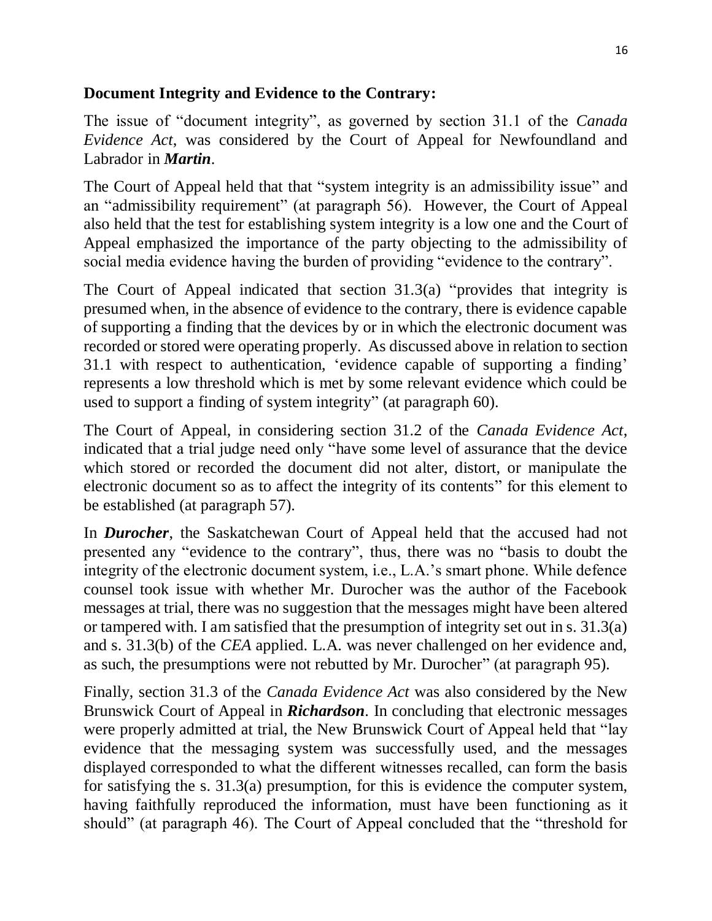**Document Integrity and Evidence to the Contrary:**

The issue of "document integrity", as governed by section 31.1 of the *Canada Evidence Act*, was considered by the Court of Appeal for Newfoundland and Labrador in ***Martin***.

The Court of Appeal held that that "system integrity is an admissibility issue" and an "admissibility requirement" (at paragraph 56). However, the Court of Appeal also held that the test for establishing system integrity is a low one and the Court of Appeal emphasized the importance of the party objecting to the admissibility of social media evidence having the burden of providing "evidence to the contrary".

The Court of Appeal indicated that section 31.3(a) "provides that integrity is presumed when, in the absence of evidence to the contrary, there is evidence capable of supporting a finding that the devices by or in which the electronic document was recorded or stored were operating properly. As discussed above in relation to section 31.1 with respect to authentication, 'evidence capable of supporting a finding' represents a low threshold which is met by some relevant evidence which could be used to support a finding of system integrity" (at paragraph 60).

The Court of Appeal, in considering section 31.2 of the *Canada Evidence Act*, indicated that a trial judge need only "have some level of assurance that the device which stored or recorded the document did not alter, distort, or manipulate the electronic document so as to affect the integrity of its contents" for this element to be established (at paragraph 57).

In ***Durocher***, the Saskatchewan Court of Appeal held that the accused had not presented any "evidence to the contrary", thus, there was no "basis to doubt the integrity of the electronic document system, i.e., L.A.'s smart phone. While defence counsel took issue with whether Mr. Durocher was the author of the Facebook messages at trial, there was no suggestion that the messages might have been altered or tampered with. I am satisfied that the presumption of integrity set out in s. 31.3(a) and s. 31.3(b) of the *CEA* applied. L.A. was never challenged on her evidence and, as such, the presumptions were not rebutted by Mr. Durocher" (at paragraph 95).

Finally, section 31.3 of the *Canada Evidence Act* was also considered by the New Brunswick Court of Appeal in ***Richardson***. In concluding that electronic messages were properly admitted at trial, the New Brunswick Court of Appeal held that "lay evidence that the messaging system was successfully used, and the messages displayed corresponded to what the different witnesses recalled, can form the basis for satisfying the s. 31.3(a) presumption, for this is evidence the computer system, having faithfully reproduced the information, must have been functioning as it should" (at paragraph 46). The Court of Appeal concluded that the "threshold for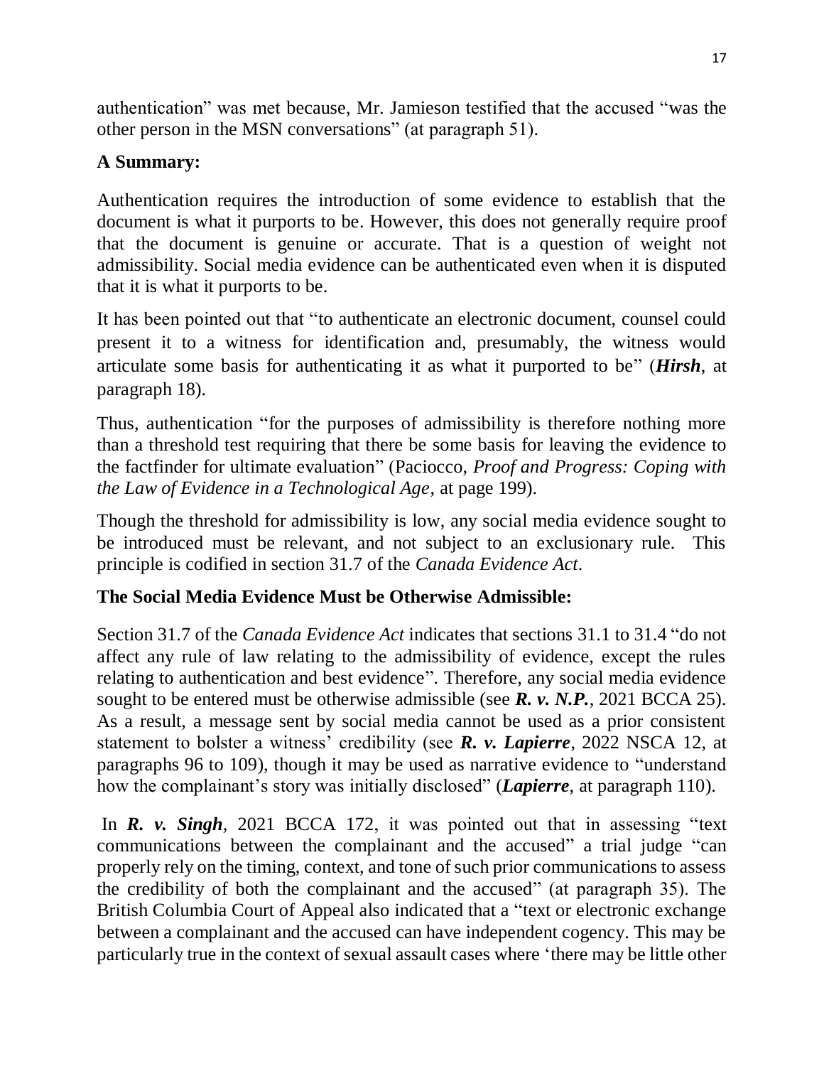authentication" was met because, Mr. Jamieson testified that the accused "was the other person in the MSN conversations" (at paragraph 51).

## A Summary:

Authentication requires the introduction of some evidence to establish that the document is what it purports to be. However, this does not generally require proof that the document is genuine or accurate. That is a question of weight not admissibility. Social media evidence can be authenticated even when it is disputed that it is what it purports to be.

It has been pointed out that "to authenticate an electronic document, counsel could present it to a witness for identification and, presumably, the witness would articulate some basis for authenticating it as what it purported to be" (***Hirsh***, at paragraph 18).

Thus, authentication "for the purposes of admissibility is therefore nothing more than a threshold test requiring that there be some basis for leaving the evidence to the factfinder for ultimate evaluation" (Paciocco, *Proof and Progress: Coping with the Law of Evidence in a Technological Age*, at page 199).

Though the threshold for admissibility is low, any social media evidence sought to be introduced must be relevant, and not subject to an exclusionary rule. This principle is codified in section 31.7 of the *Canada Evidence Act*.

## The Social Media Evidence Must be Otherwise Admissible:

Section 31.7 of the *Canada Evidence Act* indicates that sections 31.1 to 31.4 "do not affect any rule of law relating to the admissibility of evidence, except the rules relating to authentication and best evidence". Therefore, any social media evidence sought to be entered must be otherwise admissible (see ***R. v. N.P.***, 2021 BCCA 25). As a result, a message sent by social media cannot be used as a prior consistent statement to bolster a witness' credibility (see ***R. v. Lapierre***, 2022 NSCA 12, at paragraphs 96 to 109), though it may be used as narrative evidence to "understand how the complainant's story was initially disclosed" (***Lapierre***, at paragraph 110).

In ***R. v. Singh***, 2021 BCCA 172, it was pointed out that in assessing "text communications between the complainant and the accused" a trial judge "can properly rely on the timing, context, and tone of such prior communications to assess the credibility of both the complainant and the accused" (at paragraph 35). The British Columbia Court of Appeal also indicated that a "text or electronic exchange between a complainant and the accused can have independent cogency. This may be particularly true in the context of sexual assault cases where 'there may be little other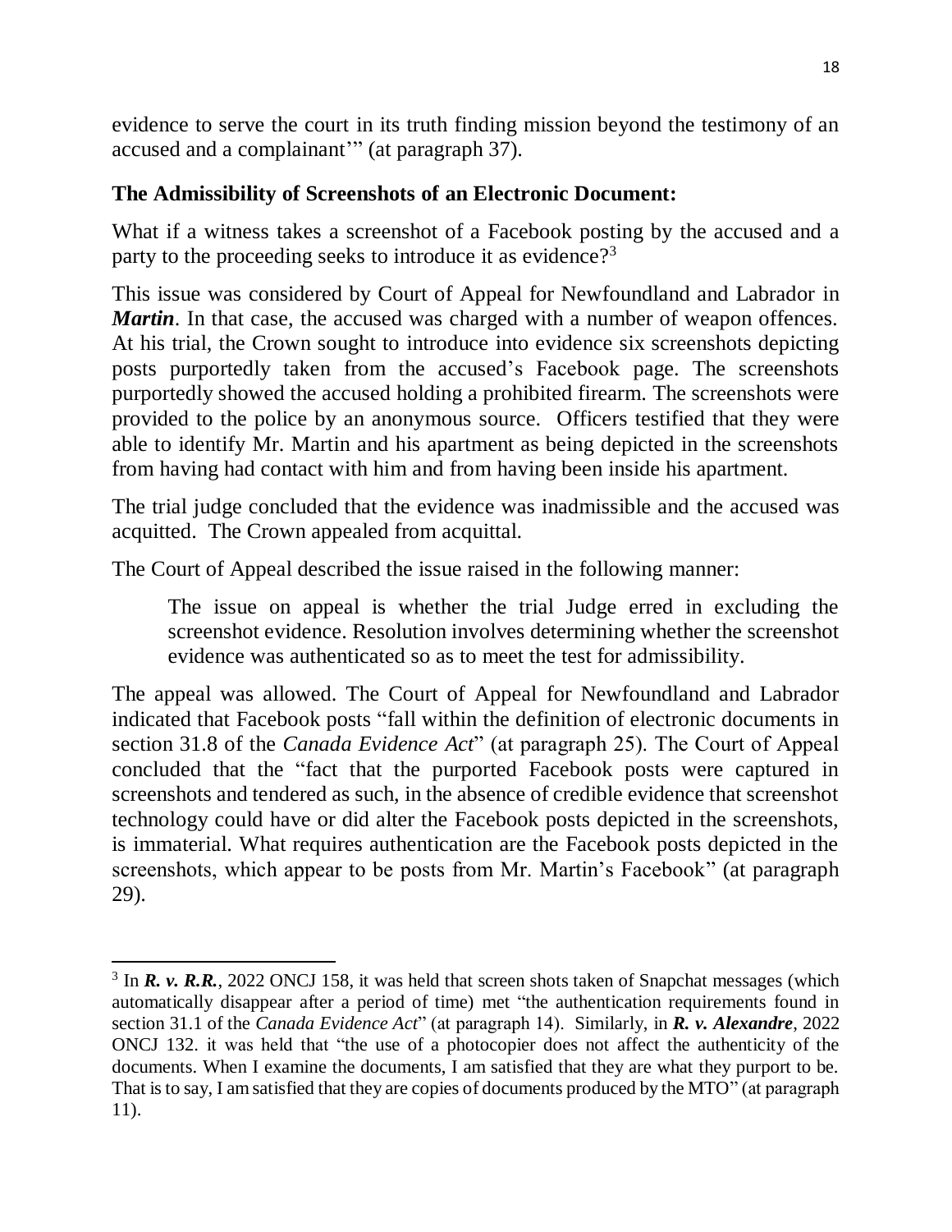evidence to serve the court in its truth finding mission beyond the testimony of an accused and a complainant'" (at paragraph 37).

## The Admissibility of Screenshots of an Electronic Document:

What if a witness takes a screenshot of a Facebook posting by the accused and a party to the proceeding seeks to introduce it as evidence?[3]

This issue was considered by Court of Appeal for Newfoundland and Labrador in ***Martin***. In that case, the accused was charged with a number of weapon offences. At his trial, the Crown sought to introduce into evidence six screenshots depicting posts purportedly taken from the accused's Facebook page. The screenshots purportedly showed the accused holding a prohibited firearm. The screenshots were provided to the police by an anonymous source. Officers testified that they were able to identify Mr. Martin and his apartment as being depicted in the screenshots from having had contact with him and from having been inside his apartment.

The trial judge concluded that the evidence was inadmissible and the accused was acquitted. The Crown appealed from acquittal.

The Court of Appeal described the issue raised in the following manner:

> The issue on appeal is whether the trial Judge erred in excluding the screenshot evidence. Resolution involves determining whether the screenshot evidence was authenticated so as to meet the test for admissibility.

The appeal was allowed. The Court of Appeal for Newfoundland and Labrador indicated that Facebook posts "fall within the definition of electronic documents in section 31.8 of the *Canada Evidence Act*" (at paragraph 25). The Court of Appeal concluded that the "fact that the purported Facebook posts were captured in screenshots and tendered as such, in the absence of credible evidence that screenshot technology could have or did alter the Facebook posts depicted in the screenshots, is immaterial. What requires authentication are the Facebook posts depicted in the screenshots, which appear to be posts from Mr. Martin's Facebook" (at paragraph 29).

---

[3] In ***R. v. R.R.***, 2022 ONCJ 158, it was held that screen shots taken of Snapchat messages (which automatically disappear after a period of time) met "the authentication requirements found in section 31.1 of the *Canada Evidence Act*" (at paragraph 14). Similarly, in ***R. v. Alexandre***, 2022 ONCJ 132. it was held that "the use of a photocopier does not affect the authenticity of the documents. When I examine the documents, I am satisfied that they are what they purport to be. That is to say, I am satisfied that they are copies of documents produced by the MTO" (at paragraph 11).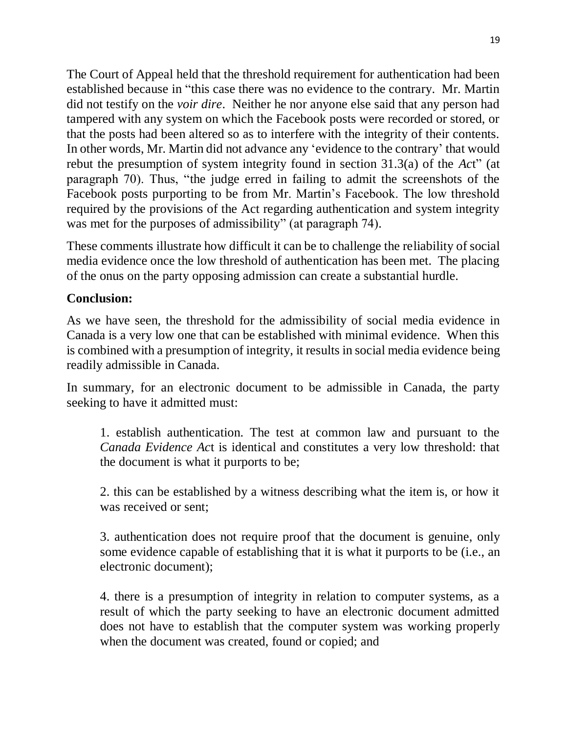The Court of Appeal held that the threshold requirement for authentication had been established because in "this case there was no evidence to the contrary. Mr. Martin did not testify on the *voir dire*. Neither he nor anyone else said that any person had tampered with any system on which the Facebook posts were recorded or stored, or that the posts had been altered so as to interfere with the integrity of their contents. In other words, Mr. Martin did not advance any 'evidence to the contrary' that would rebut the presumption of system integrity found in section 31.3(a) of the *Act*" (at paragraph 70). Thus, "the judge erred in failing to admit the screenshots of the Facebook posts purporting to be from Mr. Martin's Facebook. The low threshold required by the provisions of the Act regarding authentication and system integrity was met for the purposes of admissibility" (at paragraph 74).

These comments illustrate how difficult it can be to challenge the reliability of social media evidence once the low threshold of authentication has been met. The placing of the onus on the party opposing admission can create a substantial hurdle.

**Conclusion:**

As we have seen, the threshold for the admissibility of social media evidence in Canada is a very low one that can be established with minimal evidence. When this is combined with a presumption of integrity, it results in social media evidence being readily admissible in Canada.

In summary, for an electronic document to be admissible in Canada, the party seeking to have it admitted must:

> 1. establish authentication. The test at common law and pursuant to the *Canada Evidence Act* is identical and constitutes a very low threshold: that the document is what it purports to be;
>
> 2. this can be established by a witness describing what the item is, or how it was received or sent;
>
> 3. authentication does not require proof that the document is genuine, only some evidence capable of establishing that it is what it purports to be (i.e., an electronic document);
>
> 4. there is a presumption of integrity in relation to computer systems, as a result of which the party seeking to have an electronic document admitted does not have to establish that the computer system was working properly when the document was created, found or copied; and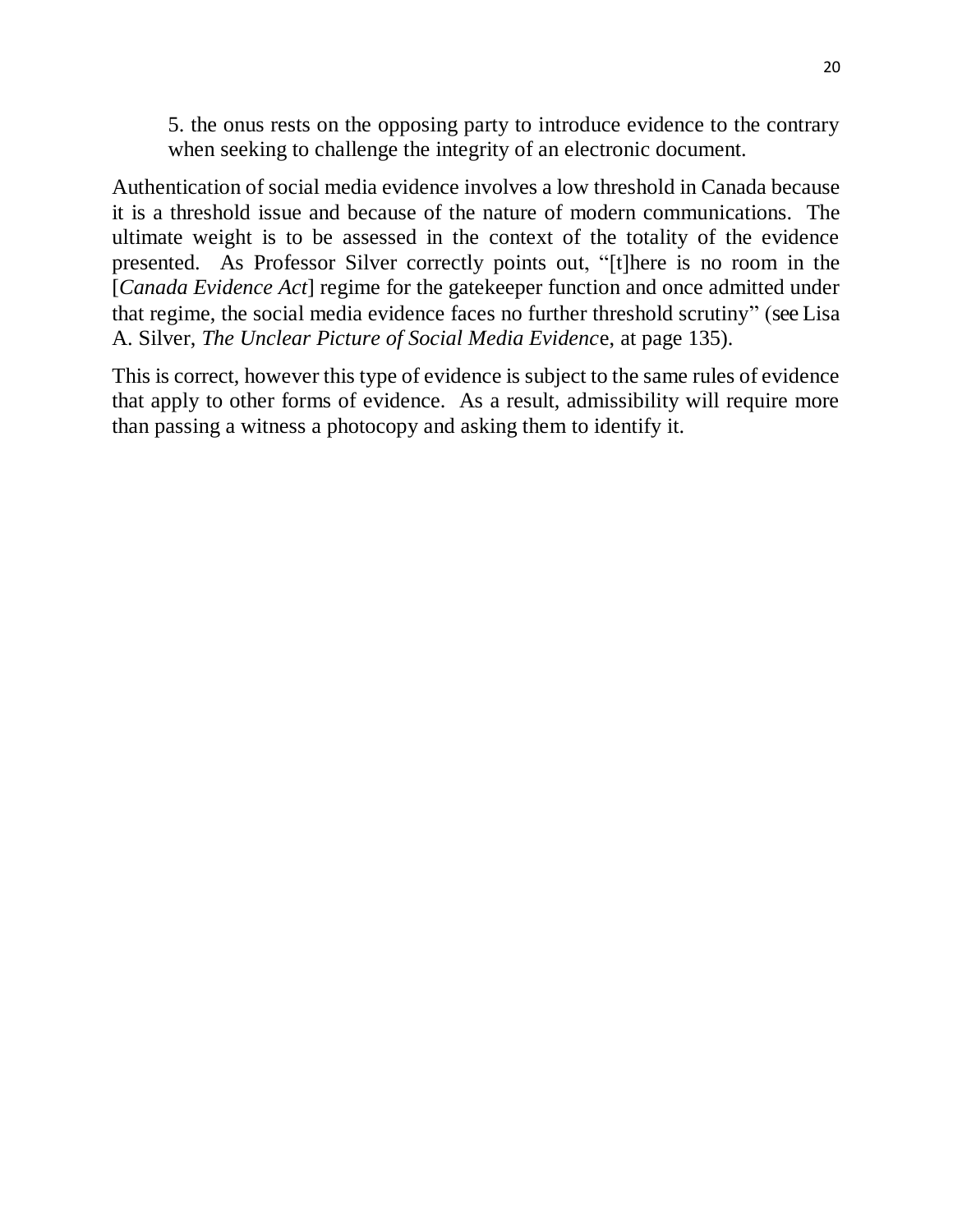> 5. the onus rests on the opposing party to introduce evidence to the contrary when seeking to challenge the integrity of an electronic document.

Authentication of social media evidence involves a low threshold in Canada because it is a threshold issue and because of the nature of modern communications. The ultimate weight is to be assessed in the context of the totality of the evidence presented. As Professor Silver correctly points out, "[t]here is no room in the [*Canada Evidence Act*] regime for the gatekeeper function and once admitted under that regime, the social media evidence faces no further threshold scrutiny" (see Lisa A. Silver, *The Unclear Picture of Social Media Evidenc*e, at page 135).

This is correct, however this type of evidence is subject to the same rules of evidence that apply to other forms of evidence. As a result, admissibility will require more than passing a witness a photocopy and asking them to identify it.